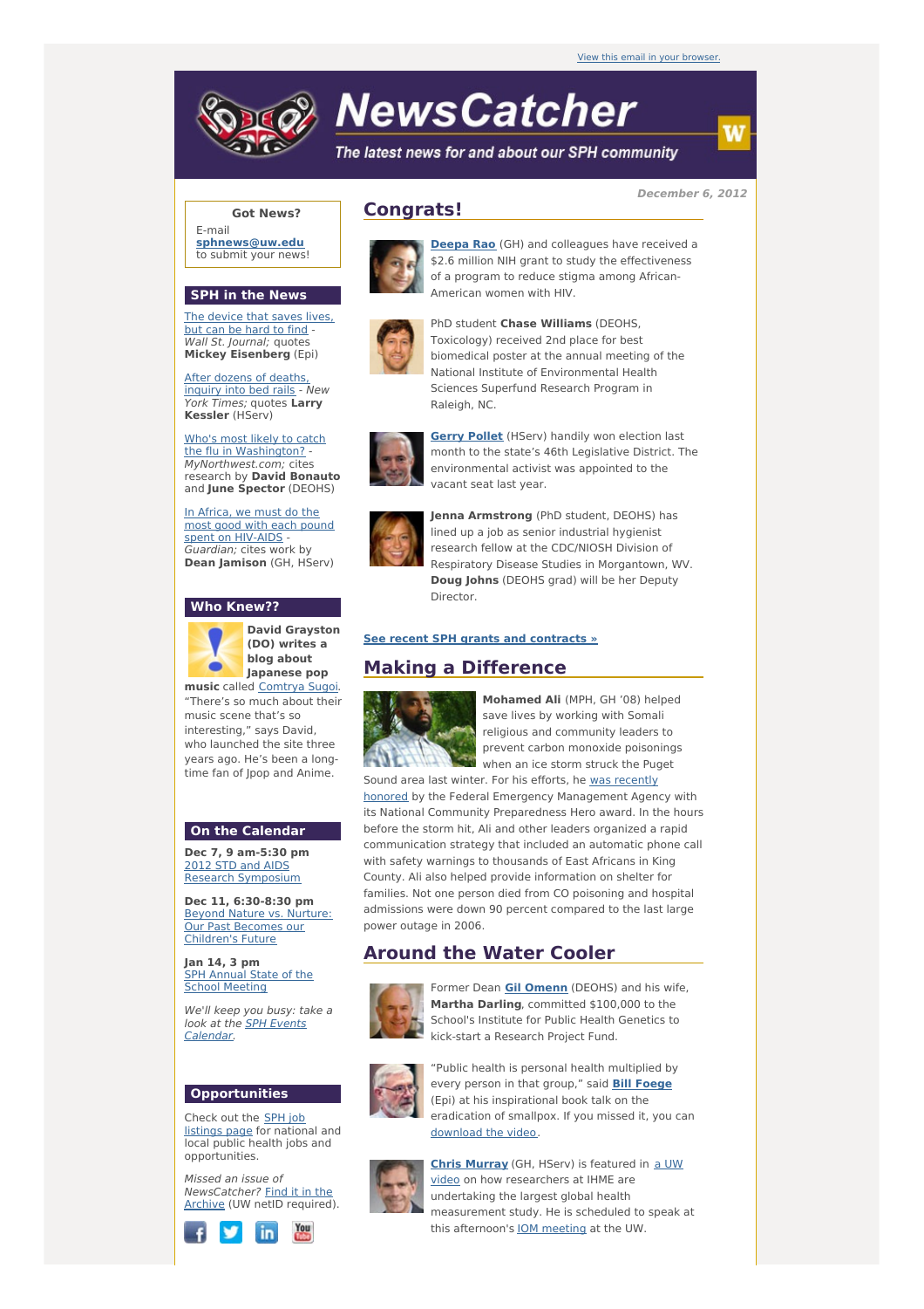View this email in your browser.

# NewsCatcher

*The latest news for and about our SPH community*

*December 6, 2012*

## Congrats!

**Deepa Rao** (GH) and colleagues have received a $2.6 million NIH grant to study the effectiveness of a program to reduce stigma among African-American women with HIV.

PhD student **Chase Williams** (DEOHS, Toxicology) received 2nd place for best biomedical poster at the annual meeting of the National Institute of Environmental Health Sciences Superfund Research Program in Raleigh, NC.

**Gerry Pollet** (HServ) handily won election last month to the state's 46th Legislative District. The environmental activist was appointed to the vacant seat last year.

**Jenna Armstrong** (PhD student, DEOHS) has lined up a job as senior industrial hygienist research fellow at the CDC/NIOSH Division of Respiratory Disease Studies in Morgantown, WV. **Doug Johns** (DEOHS grad) will be her Deputy Director.

**See recent SPH grants and contracts »**

## Making a Difference

**Mohamed Ali** (MPH, GH '08) helped save lives by working with Somali religious and community leaders to prevent carbon monoxide poisonings when an ice storm struck the Puget Sound area last winter. For his efforts, he was recently honored by the Federal Emergency Management Agency with its National Community Preparedness Hero award. In the hours before the storm hit, Ali and other leaders organized a rapid communication strategy that included an automatic phone call with safety warnings to thousands of East Africans in King County. Ali also helped provide information on shelter for families. Not one person died from CO poisoning and hospital admissions were down 90 percent compared to the last large power outage in 2006.

## Around the Water Cooler

Former Dean **Gil Omenn** (DEOHS) and his wife, **Martha Darling**, committed $100,000 to the School's Institute for Public Health Genetics to kick-start a Research Project Fund.

"Public health is personal health multiplied by every person in that group," said **Bill Foege** (Epi) at his inspirational book talk on the eradication of smallpox. If you missed it, you can download the video.

**Chris Murray** (GH, HServ) is featured in a UW video on how researchers at IHME are undertaking the largest global health measurement study. He is scheduled to speak at this afternoon's IOM meeting at the UW.

### Got News?

E-mail **sphnews@uw.edu** to submit your news!

### SPH in the News

The device that saves lives, but can be hard to find - *Wall St. Journal;* quotes **Mickey Eisenberg** (Epi)

After dozens of deaths, inquiry into bed rails - *New York Times;* quotes **Larry Kessler** (HServ)

Who's most likely to catch the flu in Washington? - *MyNorthwest.com;* cites research by **David Bonauto** and **June Spector** (DEOHS)

In Africa, we must do the most good with each pound spent on HIV-AIDS - *Guardian;* cites work by **Dean Jamison** (GH, HServ)

### Who Knew??

**David Grayston (DO) writes a blog about Japanese pop music** called Comtrya Sugoi. "There's so much about their music scene that's so interesting," says David, who launched the site three years ago. He's been a long-time fan of Jpop and Anime.

### On the Calendar

**Dec 7, 9 am-5:30 pm**
2012 STD and AIDS Research Symposium

**Dec 11, 6:30-8:30 pm**
Beyond Nature vs. Nurture: Our Past Becomes our Children's Future

**Jan 14, 3 pm**
SPH Annual State of the School Meeting

*We'll keep you busy: take a look at the SPH Events Calendar.*

### Opportunities

Check out the SPH job listings page for national and local public health jobs and opportunities.

*Missed an issue of NewsCatcher?* Find it in the Archive (UW netID required).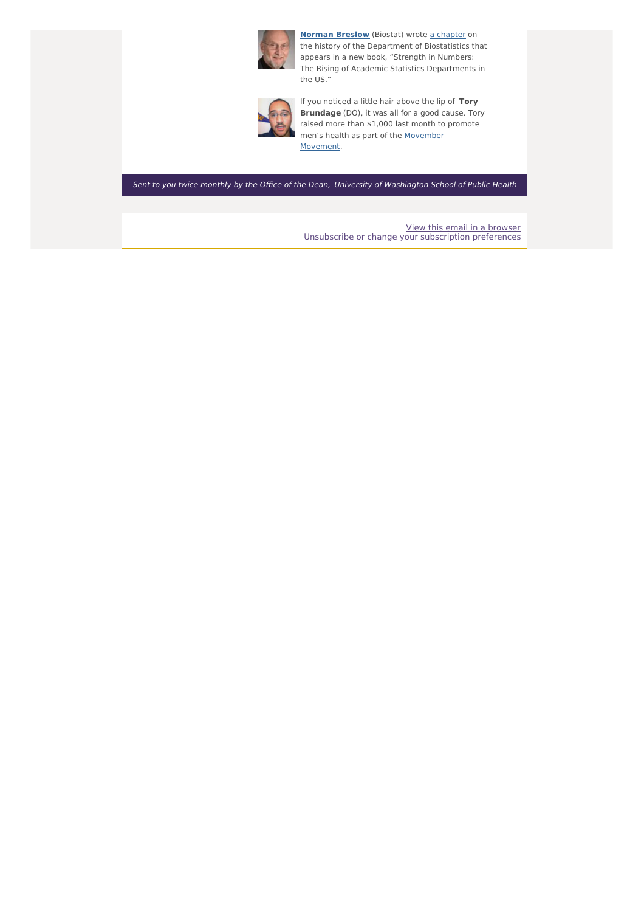**Norman Breslow** (Biostat) wrote a chapter on the history of the Department of Biostatistics that appears in a new book, "Strength in Numbers: The Rising of Academic Statistics Departments in the US."

If you noticed a little hair above the lip of **Tory Brundage** (DO), it was all for a good cause. Tory raised more than $1,000 last month to promote men's health as part of the Movember Movement.

*Sent to you twice monthly by the Office of the Dean, University of Washington School of Public Health*

View this email in a browser
Unsubscribe or change your subscription preferences